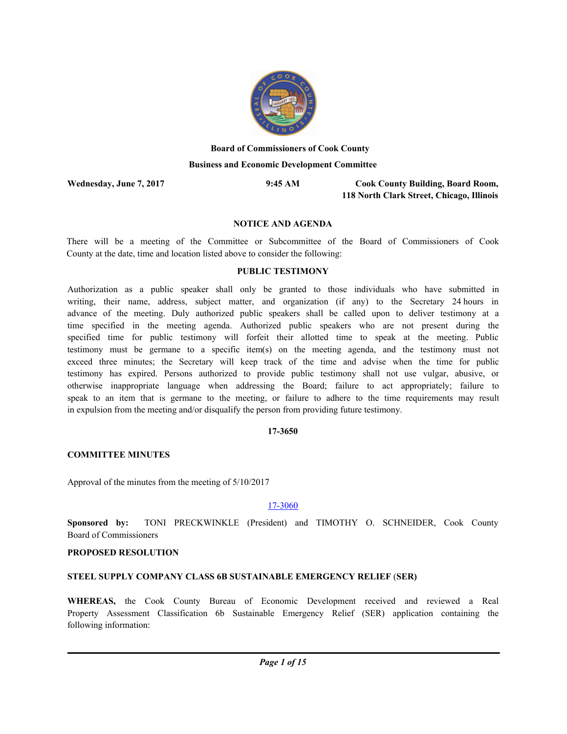**Board of Commissioners of Cook County**

**Business and Economic Development Committee**

**Wednesday, June 7, 2017** **9:45 AM** **Cook County Building, Board Room, 118 North Clark Street, Chicago, Illinois**

**NOTICE AND AGENDA**

There will be a meeting of the Committee or Subcommittee of the Board of Commissioners of Cook County at the date, time and location listed above to consider the following:

**PUBLIC TESTIMONY**

Authorization as a public speaker shall only be granted to those individuals who have submitted in writing, their name, address, subject matter, and organization (if any) to the Secretary 24 hours in advance of the meeting. Duly authorized public speakers shall be called upon to deliver testimony at a time specified in the meeting agenda. Authorized public speakers who are not present during the specified time for public testimony will forfeit their allotted time to speak at the meeting. Public testimony must be germane to a specific item(s) on the meeting agenda, and the testimony must not exceed three minutes; the Secretary will keep track of the time and advise when the time for public testimony has expired. Persons authorized to provide public testimony shall not use vulgar, abusive, or otherwise inappropriate language when addressing the Board; failure to act appropriately; failure to speak to an item that is germane to the meeting, or failure to adhere to the time requirements may result in expulsion from the meeting and/or disqualify the person from providing future testimony.

**17-3650**

**COMMITTEE MINUTES**

Approval of the minutes from the meeting of 5/10/2017

17-3060

**Sponsored by:** TONI PRECKWINKLE (President) and TIMOTHY O. SCHNEIDER, Cook County Board of Commissioners

**PROPOSED RESOLUTION**

**STEEL SUPPLY COMPANY CLASS 6B SUSTAINABLE EMERGENCY RELIEF (SER)**

**WHEREAS,** the Cook County Bureau of Economic Development received and reviewed a Real Property Assessment Classification 6b Sustainable Emergency Relief (SER) application containing the following information: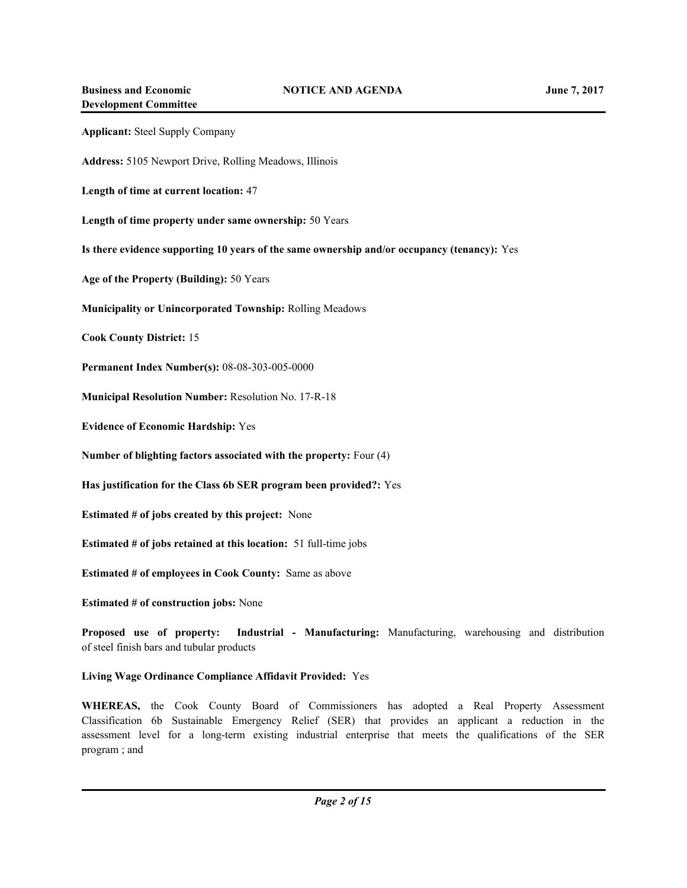**Applicant:** Steel Supply Company

**Address:** 5105 Newport Drive, Rolling Meadows, Illinois

**Length of time at current location:** 47

**Length of time property under same ownership:** 50 Years

**Is there evidence supporting 10 years of the same ownership and/or occupancy (tenancy):** Yes

**Age of the Property (Building):** 50 Years

**Municipality or Unincorporated Township:** Rolling Meadows

**Cook County District:** 15

**Permanent Index Number(s):** 08-08-303-005-0000

**Municipal Resolution Number:** Resolution No. 17-R-18

**Evidence of Economic Hardship:** Yes

**Number of blighting factors associated with the property:** Four (4)

**Has justification for the Class 6b SER program been provided?:** Yes

**Estimated # of jobs created by this project:** None

**Estimated # of jobs retained at this location:** 51 full-time jobs

**Estimated # of employees in Cook County:** Same as above

**Estimated # of construction jobs:** None

**Proposed use of property: Industrial - Manufacturing:** Manufacturing, warehousing and distribution of steel finish bars and tubular products

**Living Wage Ordinance Compliance Affidavit Provided:** Yes

**WHEREAS,** the Cook County Board of Commissioners has adopted a Real Property Assessment Classification 6b Sustainable Emergency Relief (SER) that provides an applicant a reduction in the assessment level for a long-term existing industrial enterprise that meets the qualifications of the SER program ; and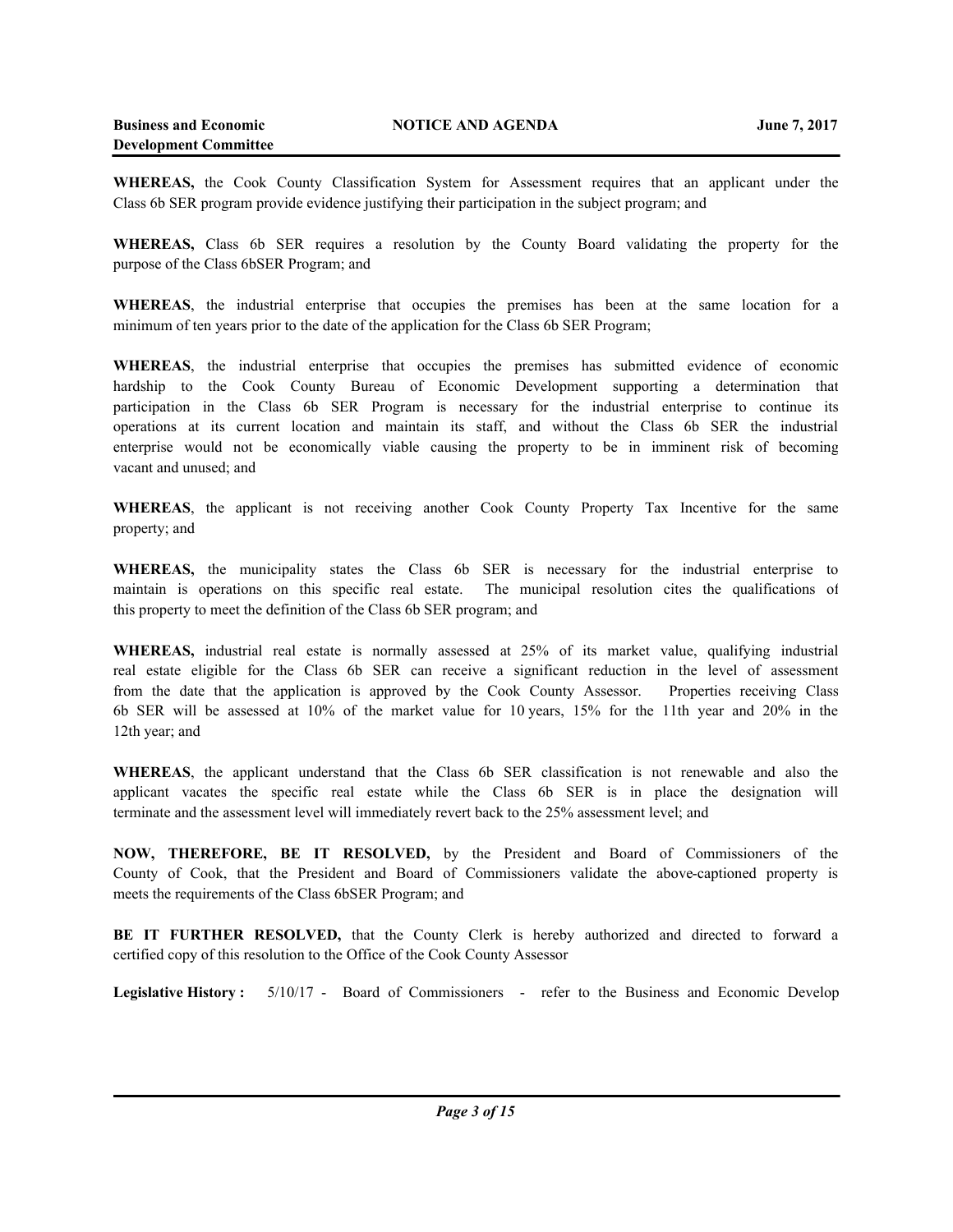**WHEREAS,** the Cook County Classification System for Assessment requires that an applicant under the Class 6b SER program provide evidence justifying their participation in the subject program; and

**WHEREAS,** Class 6b SER requires a resolution by the County Board validating the property for the purpose of the Class 6bSER Program; and

**WHEREAS**, the industrial enterprise that occupies the premises has been at the same location for a minimum of ten years prior to the date of the application for the Class 6b SER Program;

**WHEREAS**, the industrial enterprise that occupies the premises has submitted evidence of economic hardship to the Cook County Bureau of Economic Development supporting a determination that participation in the Class 6b SER Program is necessary for the industrial enterprise to continue its operations at its current location and maintain its staff, and without the Class 6b SER the industrial enterprise would not be economically viable causing the property to be in imminent risk of becoming vacant and unused; and

**WHEREAS**, the applicant is not receiving another Cook County Property Tax Incentive for the same property; and

**WHEREAS,** the municipality states the Class 6b SER is necessary for the industrial enterprise to maintain is operations on this specific real estate. The municipal resolution cites the qualifications of this property to meet the definition of the Class 6b SER program; and

**WHEREAS,** industrial real estate is normally assessed at 25% of its market value, qualifying industrial real estate eligible for the Class 6b SER can receive a significant reduction in the level of assessment from the date that the application is approved by the Cook County Assessor. Properties receiving Class 6b SER will be assessed at 10% of the market value for 10 years, 15% for the 11th year and 20% in the 12th year; and

**WHEREAS**, the applicant understand that the Class 6b SER classification is not renewable and also the applicant vacates the specific real estate while the Class 6b SER is in place the designation will terminate and the assessment level will immediately revert back to the 25% assessment level; and

**NOW, THEREFORE, BE IT RESOLVED,** by the President and Board of Commissioners of the County of Cook, that the President and Board of Commissioners validate the above-captioned property is meets the requirements of the Class 6bSER Program; and

**BE IT FURTHER RESOLVED,** that the County Clerk is hereby authorized and directed to forward a certified copy of this resolution to the Office of the Cook County Assessor

**Legislative History :** 5/10/17 - Board of Commissioners - refer to the Business and Economic Develop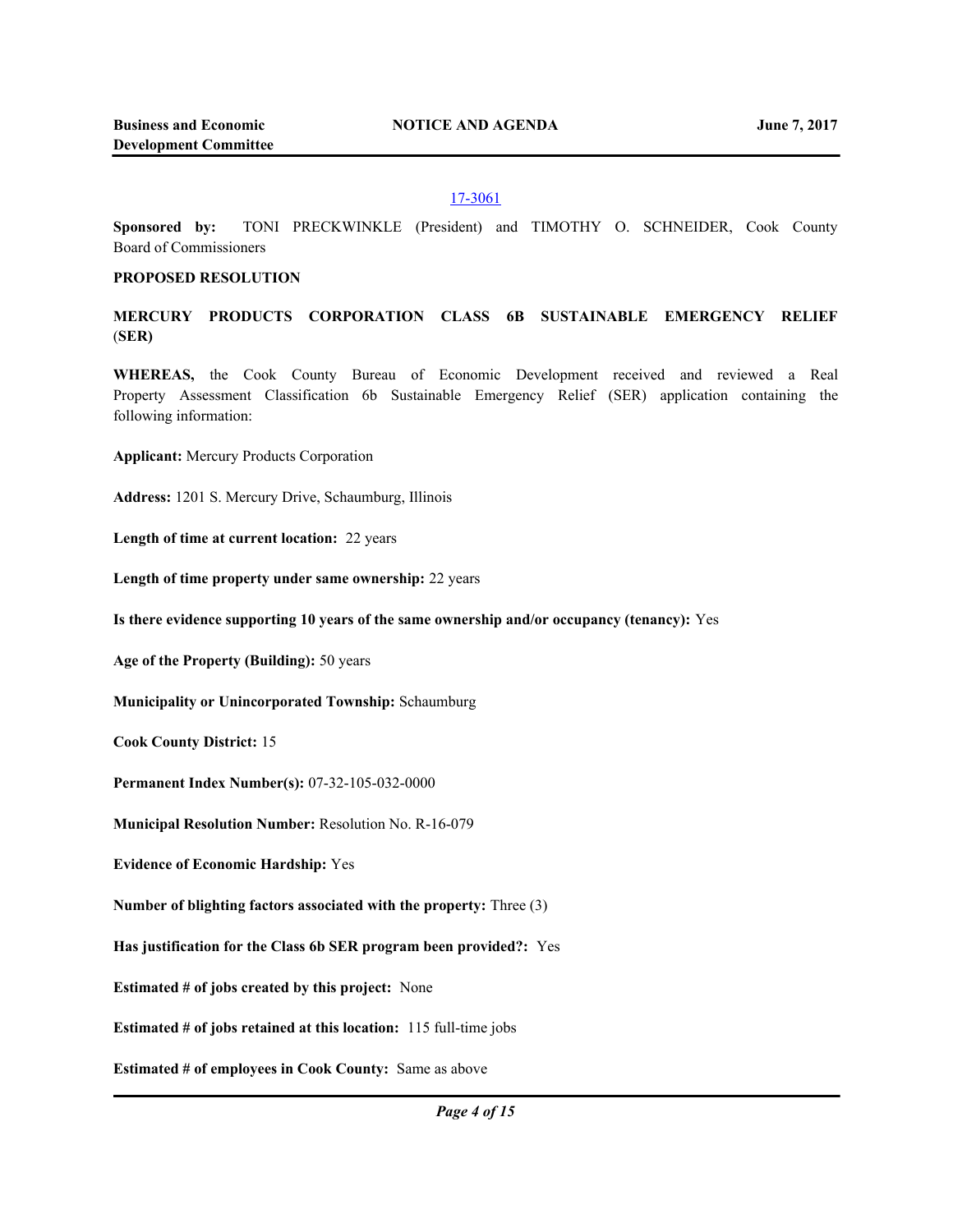17-3061

**Sponsored by:** TONI PRECKWINKLE (President) and TIMOTHY O. SCHNEIDER, Cook County Board of Commissioners

**PROPOSED RESOLUTION**

**MERCURY PRODUCTS CORPORATION CLASS 6B SUSTAINABLE EMERGENCY RELIEF (SER)**

**WHEREAS,** the Cook County Bureau of Economic Development received and reviewed a Real Property Assessment Classification 6b Sustainable Emergency Relief (SER) application containing the following information:

**Applicant:** Mercury Products Corporation

**Address:** 1201 S. Mercury Drive, Schaumburg, Illinois

**Length of time at current location:** 22 years

**Length of time property under same ownership:** 22 years

**Is there evidence supporting 10 years of the same ownership and/or occupancy (tenancy):** Yes

**Age of the Property (Building):** 50 years

**Municipality or Unincorporated Township:** Schaumburg

**Cook County District:** 15

**Permanent Index Number(s):** 07-32-105-032-0000

**Municipal Resolution Number:** Resolution No. R-16-079

**Evidence of Economic Hardship:** Yes

**Number of blighting factors associated with the property:** Three (3)

**Has justification for the Class 6b SER program been provided?:** Yes

**Estimated # of jobs created by this project:** None

**Estimated # of jobs retained at this location:** 115 full-time jobs

**Estimated # of employees in Cook County:** Same as above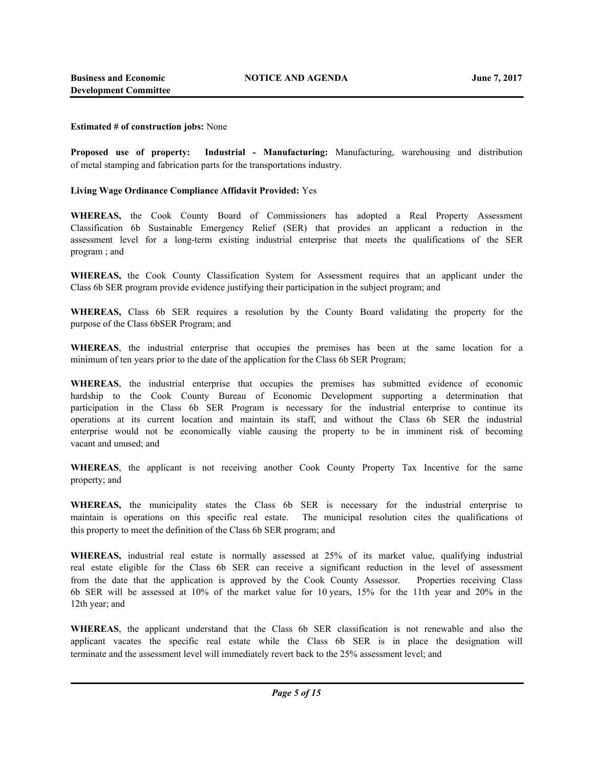**Estimated # of construction jobs:** None

**Proposed use of property: Industrial - Manufacturing:** Manufacturing, warehousing and distribution of metal stamping and fabrication parts for the transportations industry.

**Living Wage Ordinance Compliance Affidavit Provided:** Yes

**WHEREAS,** the Cook County Board of Commissioners has adopted a Real Property Assessment Classification 6b Sustainable Emergency Relief (SER) that provides an applicant a reduction in the assessment level for a long-term existing industrial enterprise that meets the qualifications of the SER program ; and

**WHEREAS,** the Cook County Classification System for Assessment requires that an applicant under the Class 6b SER program provide evidence justifying their participation in the subject program; and

**WHEREAS,** Class 6b SER requires a resolution by the County Board validating the property for the purpose of the Class 6bSER Program; and

**WHEREAS**, the industrial enterprise that occupies the premises has been at the same location for a minimum of ten years prior to the date of the application for the Class 6b SER Program;

**WHEREAS**, the industrial enterprise that occupies the premises has submitted evidence of economic hardship to the Cook County Bureau of Economic Development supporting a determination that participation in the Class 6b SER Program is necessary for the industrial enterprise to continue its operations at its current location and maintain its staff, and without the Class 6b SER the industrial enterprise would not be economically viable causing the property to be in imminent risk of becoming vacant and unused; and

**WHEREAS**, the applicant is not receiving another Cook County Property Tax Incentive for the same property; and

**WHEREAS,** the municipality states the Class 6b SER is necessary for the industrial enterprise to maintain is operations on this specific real estate. The municipal resolution cites the qualifications of this property to meet the definition of the Class 6b SER program; and

**WHEREAS,** industrial real estate is normally assessed at 25% of its market value, qualifying industrial real estate eligible for the Class 6b SER can receive a significant reduction in the level of assessment from the date that the application is approved by the Cook County Assessor. Properties receiving Class 6b SER will be assessed at 10% of the market value for 10 years, 15% for the 11th year and 20% in the 12th year; and

**WHEREAS**, the applicant understand that the Class 6b SER classification is not renewable and also the applicant vacates the specific real estate while the Class 6b SER is in place the designation will terminate and the assessment level will immediately revert back to the 25% assessment level; and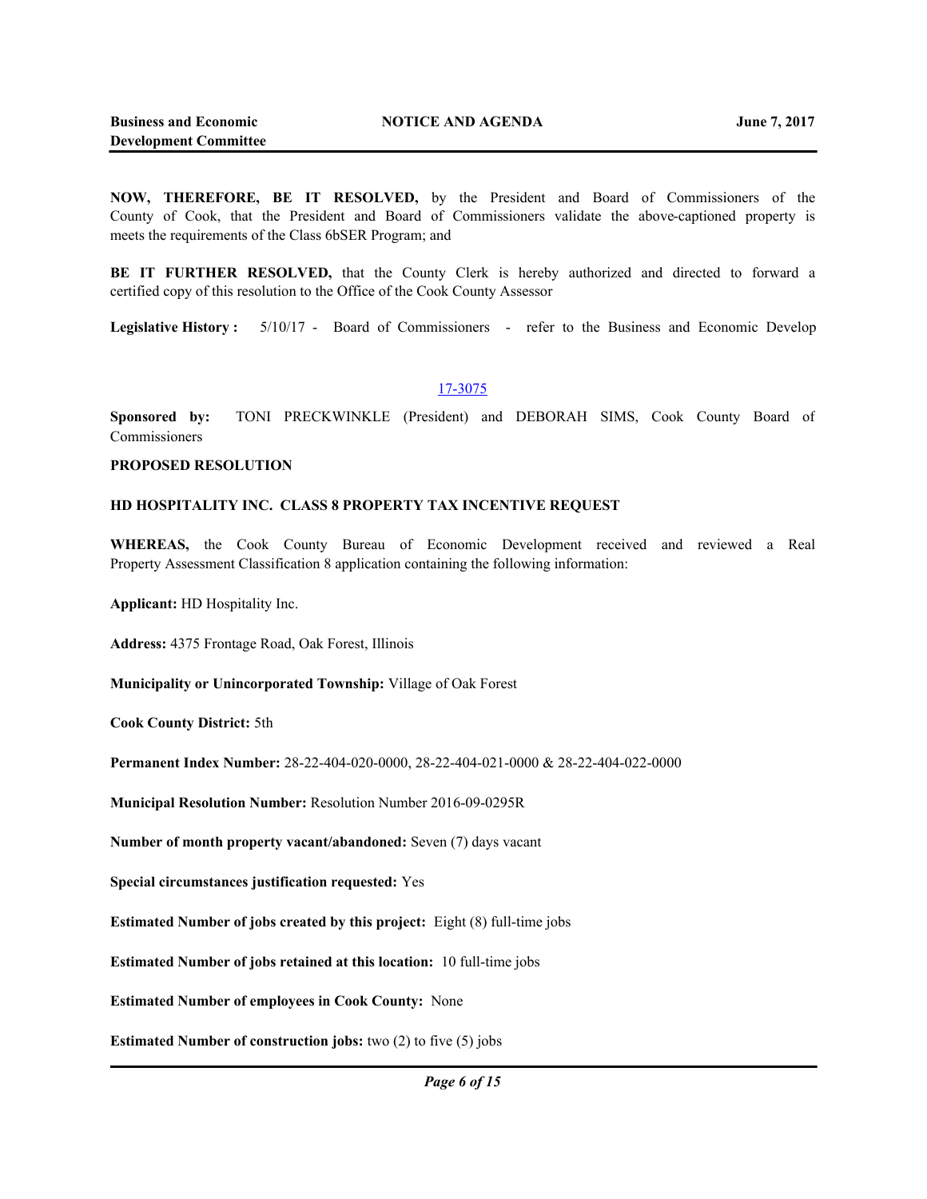**NOW, THEREFORE, BE IT RESOLVED,** by the President and Board of Commissioners of the County of Cook, that the President and Board of Commissioners validate the above-captioned property is meets the requirements of the Class 6bSER Program; and

**BE IT FURTHER RESOLVED,** that the County Clerk is hereby authorized and directed to forward a certified copy of this resolution to the Office of the Cook County Assessor

**Legislative History :** 5/10/17 - Board of Commissioners - refer to the Business and Economic Develop

17-3075

**Sponsored by:** TONI PRECKWINKLE (President) and DEBORAH SIMS, Cook County Board of Commissioners

**PROPOSED RESOLUTION**

**HD HOSPITALITY INC. CLASS 8 PROPERTY TAX INCENTIVE REQUEST**

**WHEREAS,** the Cook County Bureau of Economic Development received and reviewed a Real Property Assessment Classification 8 application containing the following information:

**Applicant:** HD Hospitality Inc.

**Address:** 4375 Frontage Road, Oak Forest, Illinois

**Municipality or Unincorporated Township:** Village of Oak Forest

**Cook County District:** 5th

**Permanent Index Number:** 28-22-404-020-0000, 28-22-404-021-0000 & 28-22-404-022-0000

**Municipal Resolution Number:** Resolution Number 2016-09-0295R

**Number of month property vacant/abandoned:** Seven (7) days vacant

**Special circumstances justification requested:** Yes

**Estimated Number of jobs created by this project:** Eight (8) full-time jobs

**Estimated Number of jobs retained at this location:** 10 full-time jobs

**Estimated Number of employees in Cook County:** None

**Estimated Number of construction jobs:** two (2) to five (5) jobs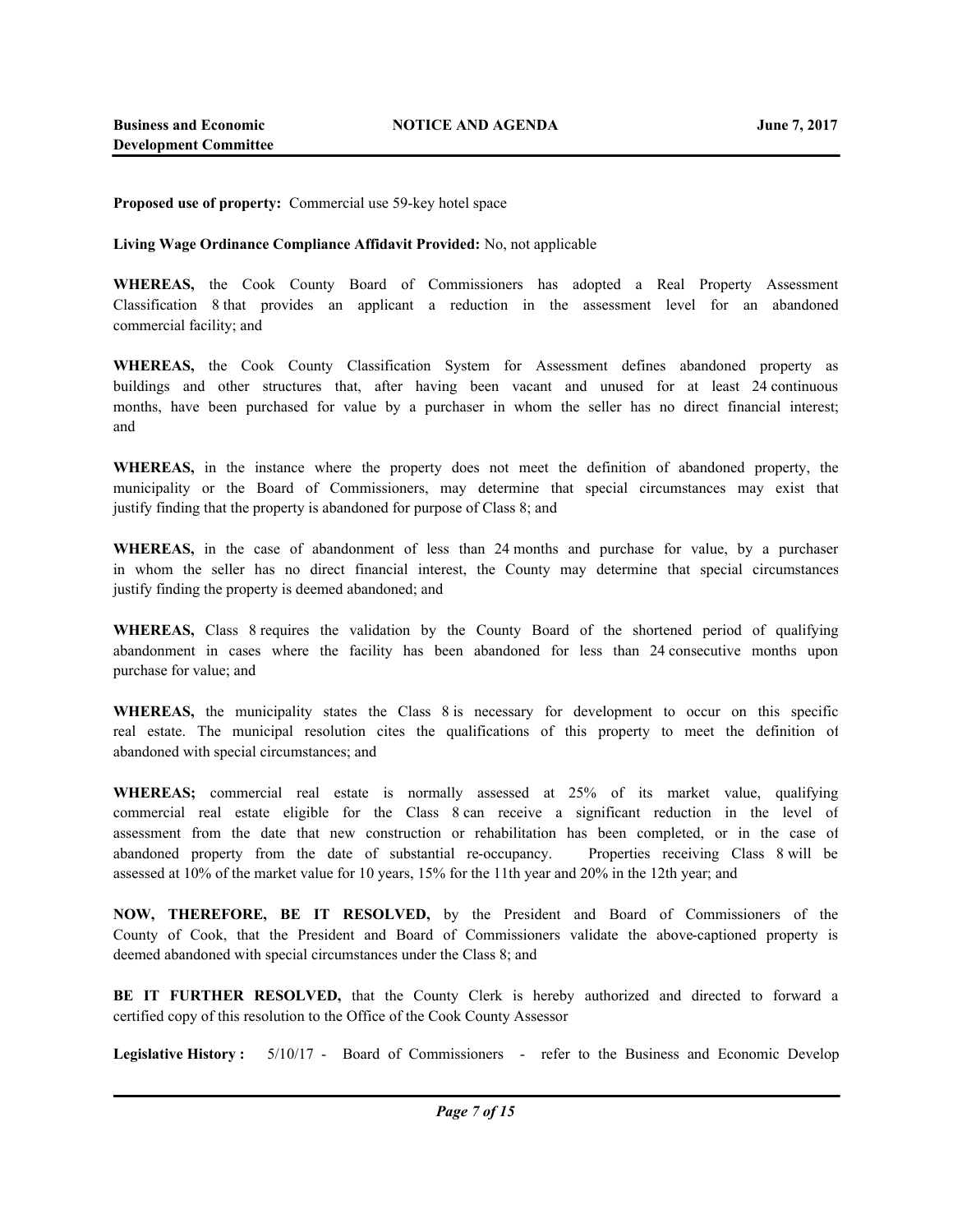**Proposed use of property:** Commercial use 59-key hotel space

**Living Wage Ordinance Compliance Affidavit Provided:** No, not applicable

**WHEREAS,** the Cook County Board of Commissioners has adopted a Real Property Assessment Classification 8 that provides an applicant a reduction in the assessment level for an abandoned commercial facility; and

**WHEREAS,** the Cook County Classification System for Assessment defines abandoned property as buildings and other structures that, after having been vacant and unused for at least 24 continuous months, have been purchased for value by a purchaser in whom the seller has no direct financial interest; and

**WHEREAS,** in the instance where the property does not meet the definition of abandoned property, the municipality or the Board of Commissioners, may determine that special circumstances may exist that justify finding that the property is abandoned for purpose of Class 8; and

**WHEREAS,** in the case of abandonment of less than 24 months and purchase for value, by a purchaser in whom the seller has no direct financial interest, the County may determine that special circumstances justify finding the property is deemed abandoned; and

**WHEREAS,** Class 8 requires the validation by the County Board of the shortened period of qualifying abandonment in cases where the facility has been abandoned for less than 24 consecutive months upon purchase for value; and

**WHEREAS,** the municipality states the Class 8 is necessary for development to occur on this specific real estate. The municipal resolution cites the qualifications of this property to meet the definition of abandoned with special circumstances; and

**WHEREAS;** commercial real estate is normally assessed at 25% of its market value, qualifying commercial real estate eligible for the Class 8 can receive a significant reduction in the level of assessment from the date that new construction or rehabilitation has been completed, or in the case of abandoned property from the date of substantial re-occupancy. Properties receiving Class 8 will be assessed at 10% of the market value for 10 years, 15% for the 11th year and 20% in the 12th year; and

**NOW, THEREFORE, BE IT RESOLVED,** by the President and Board of Commissioners of the County of Cook, that the President and Board of Commissioners validate the above-captioned property is deemed abandoned with special circumstances under the Class 8; and

**BE IT FURTHER RESOLVED,** that the County Clerk is hereby authorized and directed to forward a certified copy of this resolution to the Office of the Cook County Assessor

**Legislative History :** 5/10/17 - Board of Commissioners - refer to the Business and Economic Develop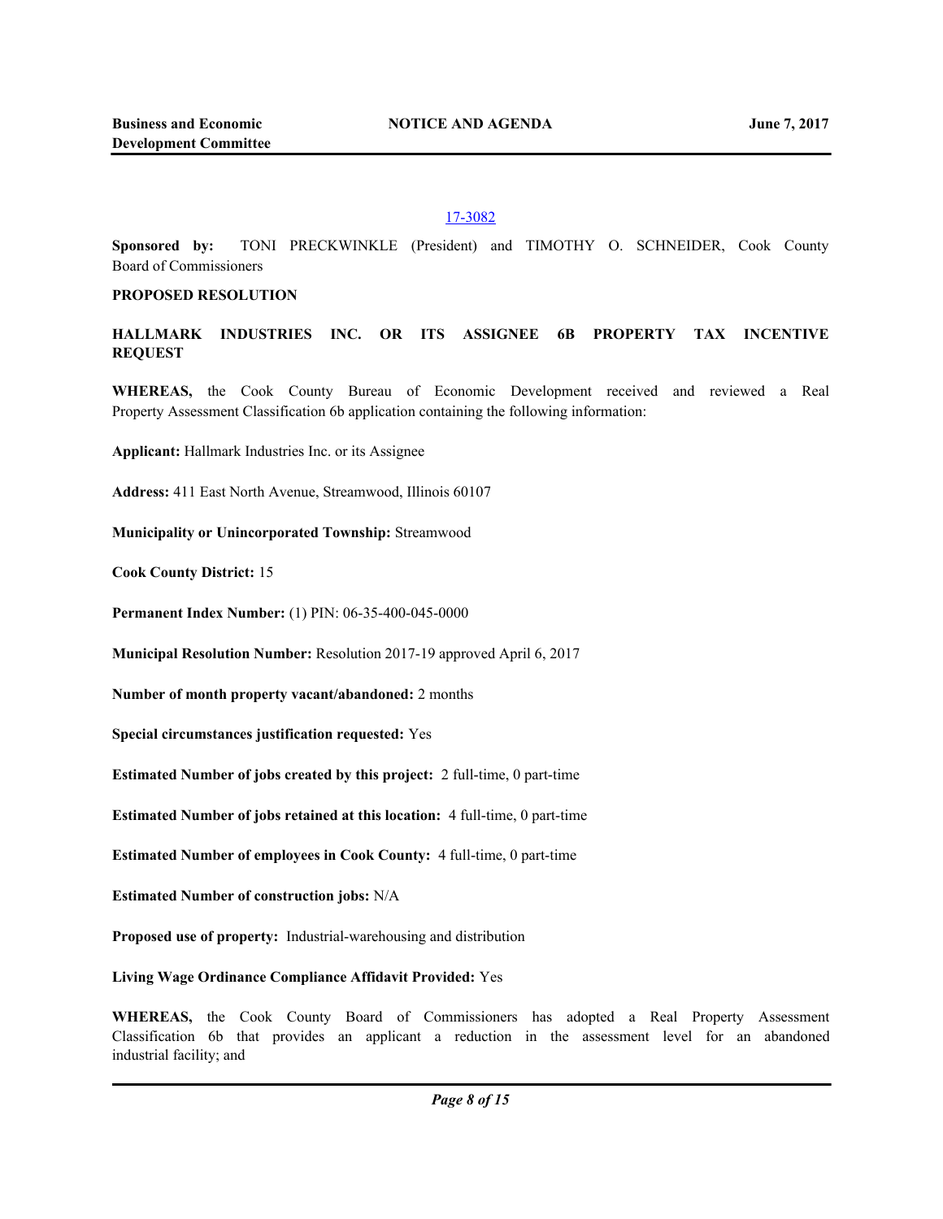[17-3082](17-3082)

**Sponsored by:** TONI PRECKWINKLE (President) and TIMOTHY O. SCHNEIDER, Cook County Board of Commissioners

**PROPOSED RESOLUTION**

**HALLMARK INDUSTRIES INC. OR ITS ASSIGNEE 6B PROPERTY TAX INCENTIVE REQUEST**

**WHEREAS,** the Cook County Bureau of Economic Development received and reviewed a Real Property Assessment Classification 6b application containing the following information:

**Applicant:** Hallmark Industries Inc. or its Assignee

**Address:** 411 East North Avenue, Streamwood, Illinois 60107

**Municipality or Unincorporated Township:** Streamwood

**Cook County District:** 15

**Permanent Index Number:** (1) PIN: 06-35-400-045-0000

**Municipal Resolution Number:** Resolution 2017-19 approved April 6, 2017

**Number of month property vacant/abandoned:** 2 months

**Special circumstances justification requested:** Yes

**Estimated Number of jobs created by this project:** 2 full-time, 0 part-time

**Estimated Number of jobs retained at this location:** 4 full-time, 0 part-time

**Estimated Number of employees in Cook County:** 4 full-time, 0 part-time

**Estimated Number of construction jobs:** N/A

**Proposed use of property:** Industrial-warehousing and distribution

**Living Wage Ordinance Compliance Affidavit Provided:** Yes

**WHEREAS,** the Cook County Board of Commissioners has adopted a Real Property Assessment Classification 6b that provides an applicant a reduction in the assessment level for an abandoned industrial facility; and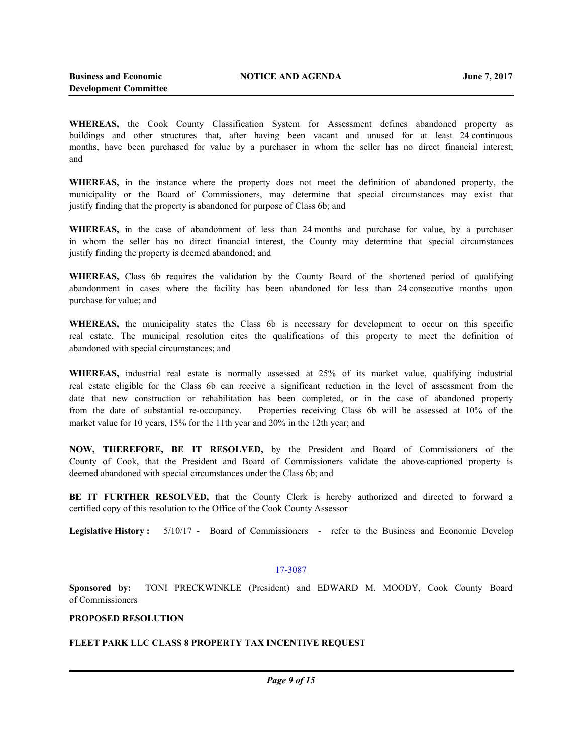**WHEREAS,** the Cook County Classification System for Assessment defines abandoned property as buildings and other structures that, after having been vacant and unused for at least 24 continuous months, have been purchased for value by a purchaser in whom the seller has no direct financial interest; and

**WHEREAS,** in the instance where the property does not meet the definition of abandoned property, the municipality or the Board of Commissioners, may determine that special circumstances may exist that justify finding that the property is abandoned for purpose of Class 6b; and

**WHEREAS,** in the case of abandonment of less than 24 months and purchase for value, by a purchaser in whom the seller has no direct financial interest, the County may determine that special circumstances justify finding the property is deemed abandoned; and

**WHEREAS,** Class 6b requires the validation by the County Board of the shortened period of qualifying abandonment in cases where the facility has been abandoned for less than 24 consecutive months upon purchase for value; and

**WHEREAS,** the municipality states the Class 6b is necessary for development to occur on this specific real estate. The municipal resolution cites the qualifications of this property to meet the definition of abandoned with special circumstances; and

**WHEREAS,** industrial real estate is normally assessed at 25% of its market value, qualifying industrial real estate eligible for the Class 6b can receive a significant reduction in the level of assessment from the date that new construction or rehabilitation has been completed, or in the case of abandoned property from the date of substantial re-occupancy. Properties receiving Class 6b will be assessed at 10% of the market value for 10 years, 15% for the 11th year and 20% in the 12th year; and

**NOW, THEREFORE, BE IT RESOLVED,** by the President and Board of Commissioners of the County of Cook, that the President and Board of Commissioners validate the above-captioned property is deemed abandoned with special circumstances under the Class 6b; and

**BE IT FURTHER RESOLVED,** that the County Clerk is hereby authorized and directed to forward a certified copy of this resolution to the Office of the Cook County Assessor

**Legislative History :** 5/10/17 - Board of Commissioners - refer to the Business and Economic Develop

17-3087

**Sponsored by:** TONI PRECKWINKLE (President) and EDWARD M. MOODY, Cook County Board of Commissioners

**PROPOSED RESOLUTION**

**FLEET PARK LLC CLASS 8 PROPERTY TAX INCENTIVE REQUEST**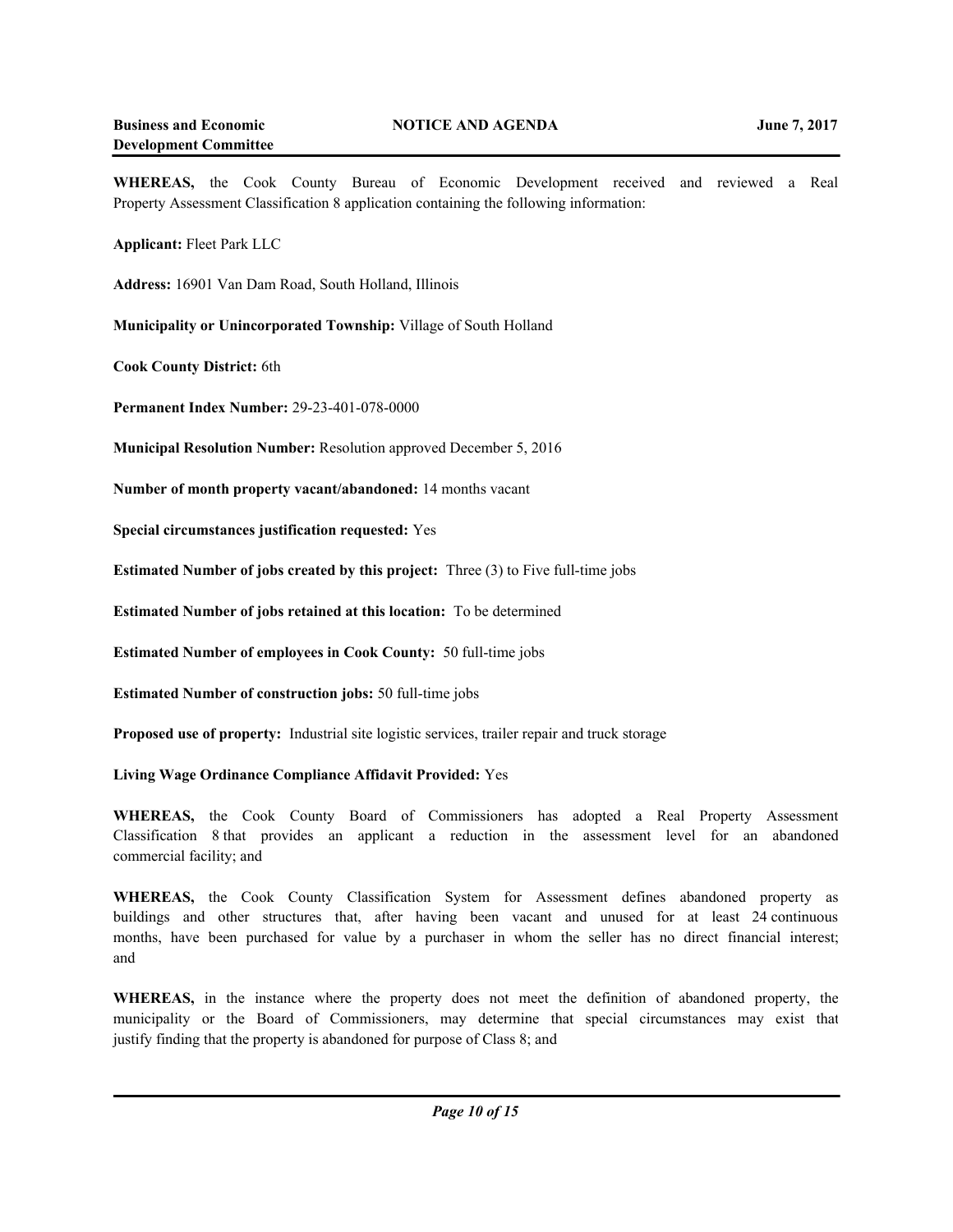**WHEREAS,** the Cook County Bureau of Economic Development received and reviewed a Real Property Assessment Classification 8 application containing the following information:

**Applicant:** Fleet Park LLC

**Address:** 16901 Van Dam Road, South Holland, Illinois

**Municipality or Unincorporated Township:** Village of South Holland

**Cook County District:** 6th

**Permanent Index Number:** 29-23-401-078-0000

**Municipal Resolution Number:** Resolution approved December 5, 2016

**Number of month property vacant/abandoned:** 14 months vacant

**Special circumstances justification requested:** Yes

**Estimated Number of jobs created by this project:** Three (3) to Five full-time jobs

**Estimated Number of jobs retained at this location:** To be determined

**Estimated Number of employees in Cook County:** 50 full-time jobs

**Estimated Number of construction jobs:** 50 full-time jobs

**Proposed use of property:** Industrial site logistic services, trailer repair and truck storage

**Living Wage Ordinance Compliance Affidavit Provided:** Yes

**WHEREAS,** the Cook County Board of Commissioners has adopted a Real Property Assessment Classification 8 that provides an applicant a reduction in the assessment level for an abandoned commercial facility; and

**WHEREAS,** the Cook County Classification System for Assessment defines abandoned property as buildings and other structures that, after having been vacant and unused for at least 24 continuous months, have been purchased for value by a purchaser in whom the seller has no direct financial interest; and

**WHEREAS,** in the instance where the property does not meet the definition of abandoned property, the municipality or the Board of Commissioners, may determine that special circumstances may exist that justify finding that the property is abandoned for purpose of Class 8; and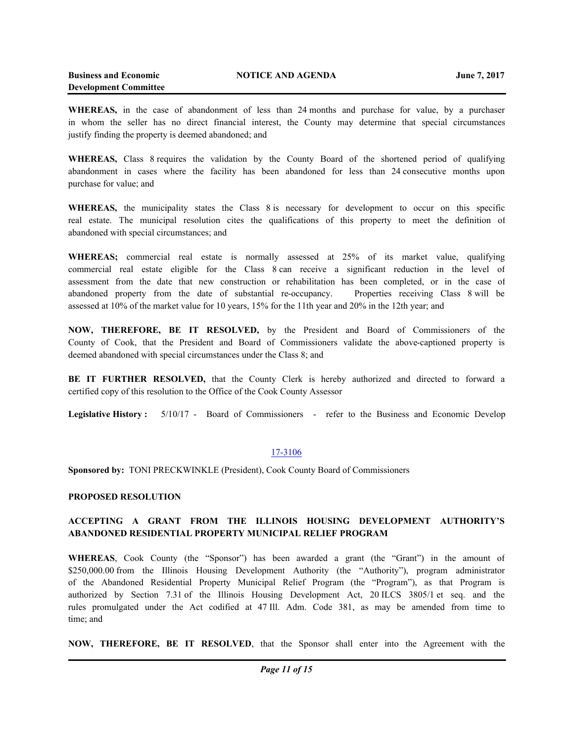**WHEREAS,** in the case of abandonment of less than 24 months and purchase for value, by a purchaser in whom the seller has no direct financial interest, the County may determine that special circumstances justify finding the property is deemed abandoned; and

**WHEREAS,** Class 8 requires the validation by the County Board of the shortened period of qualifying abandonment in cases where the facility has been abandoned for less than 24 consecutive months upon purchase for value; and

**WHEREAS,** the municipality states the Class 8 is necessary for development to occur on this specific real estate. The municipal resolution cites the qualifications of this property to meet the definition of abandoned with special circumstances; and

**WHEREAS;** commercial real estate is normally assessed at 25% of its market value, qualifying commercial real estate eligible for the Class 8 can receive a significant reduction in the level of assessment from the date that new construction or rehabilitation has been completed, or in the case of abandoned property from the date of substantial re-occupancy. Properties receiving Class 8 will be assessed at 10% of the market value for 10 years, 15% for the 11th year and 20% in the 12th year; and

**NOW, THEREFORE, BE IT RESOLVED,** by the President and Board of Commissioners of the County of Cook, that the President and Board of Commissioners validate the above-captioned property is deemed abandoned with special circumstances under the Class 8; and

**BE IT FURTHER RESOLVED,** that the County Clerk is hereby authorized and directed to forward a certified copy of this resolution to the Office of the Cook County Assessor

**Legislative History :** 5/10/17 - Board of Commissioners - refer to the Business and Economic Develop

17-3106

**Sponsored by:** TONI PRECKWINKLE (President), Cook County Board of Commissioners

**PROPOSED RESOLUTION**

**ACCEPTING A GRANT FROM THE ILLINOIS HOUSING DEVELOPMENT AUTHORITY'S ABANDONED RESIDENTIAL PROPERTY MUNICIPAL RELIEF PROGRAM**

**WHEREAS**, Cook County (the "Sponsor") has been awarded a grant (the "Grant") in the amount of $250,000.00 from the Illinois Housing Development Authority (the "Authority"), program administrator of the Abandoned Residential Property Municipal Relief Program (the "Program"), as that Program is authorized by Section 7.31 of the Illinois Housing Development Act, 20 ILCS 3805/1 et seq. and the rules promulgated under the Act codified at 47 Ill. Adm. Code 381, as may be amended from time to time; and

**NOW, THEREFORE, BE IT RESOLVED**, that the Sponsor shall enter into the Agreement with the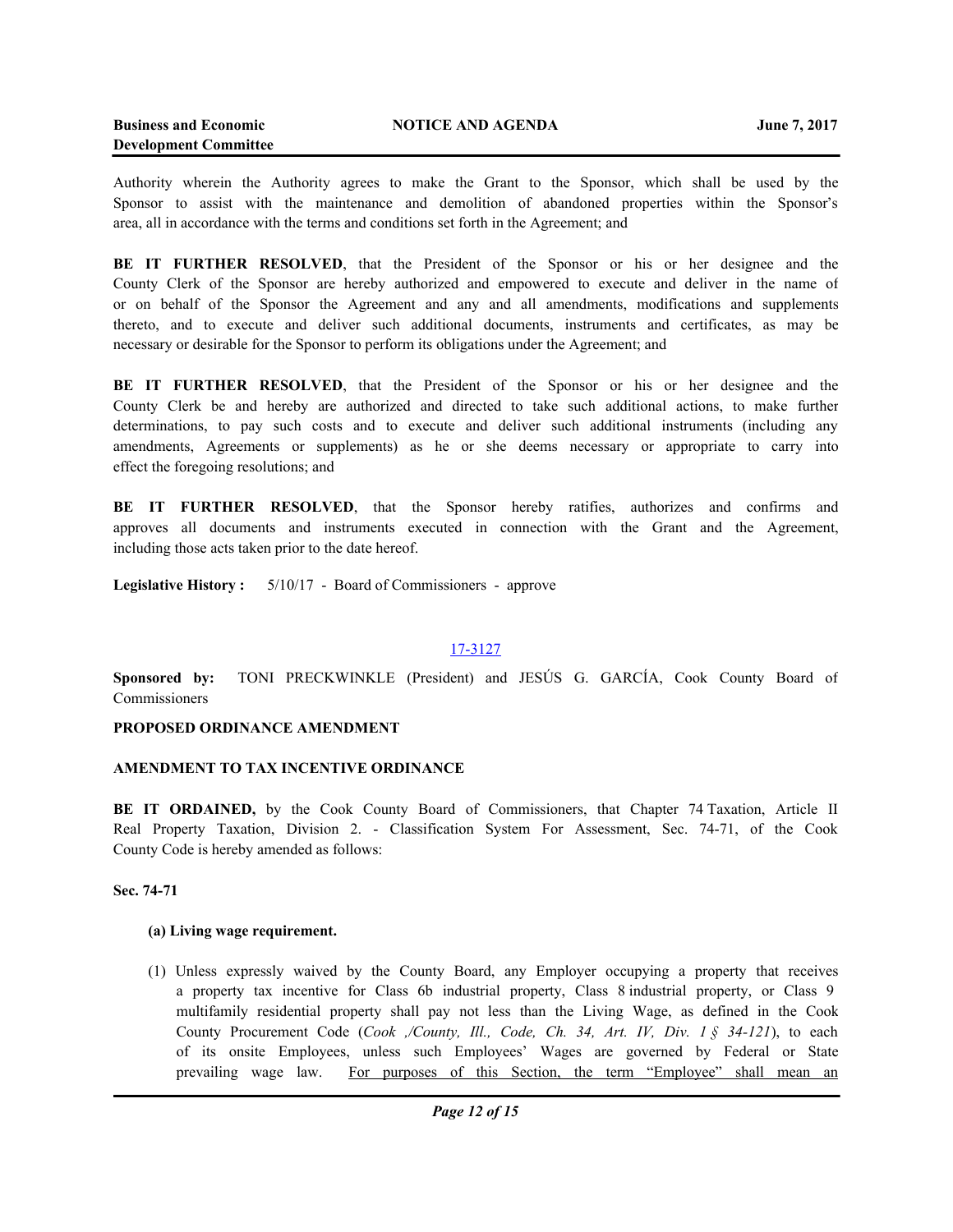Authority wherein the Authority agrees to make the Grant to the Sponsor, which shall be used by the Sponsor to assist with the maintenance and demolition of abandoned properties within the Sponsor's area, all in accordance with the terms and conditions set forth in the Agreement; and

**BE IT FURTHER RESOLVED**, that the President of the Sponsor or his or her designee and the County Clerk of the Sponsor are hereby authorized and empowered to execute and deliver in the name of or on behalf of the Sponsor the Agreement and any and all amendments, modifications and supplements thereto, and to execute and deliver such additional documents, instruments and certificates, as may be necessary or desirable for the Sponsor to perform its obligations under the Agreement; and

**BE IT FURTHER RESOLVED**, that the President of the Sponsor or his or her designee and the County Clerk be and hereby are authorized and directed to take such additional actions, to make further determinations, to pay such costs and to execute and deliver such additional instruments (including any amendments, Agreements or supplements) as he or she deems necessary or appropriate to carry into effect the foregoing resolutions; and

**BE IT FURTHER RESOLVED**, that the Sponsor hereby ratifies, authorizes and confirms and approves all documents and instruments executed in connection with the Grant and the Agreement, including those acts taken prior to the date hereof.

**Legislative History :** 5/10/17 - Board of Commissioners - approve

17-3127

**Sponsored by:** TONI PRECKWINKLE (President) and JESÚS G. GARCÍA, Cook County Board of Commissioners

**PROPOSED ORDINANCE AMENDMENT**

**AMENDMENT TO TAX INCENTIVE ORDINANCE**

**BE IT ORDAINED,** by the Cook County Board of Commissioners, that Chapter 74 Taxation, Article II Real Property Taxation, Division 2. - Classification System For Assessment, Sec. 74-71, of the Cook County Code is hereby amended as follows:

**Sec. 74-71**

**(a) Living wage requirement.**

(1) Unless expressly waived by the County Board, any Employer occupying a property that receives a property tax incentive for Class 6b industrial property, Class 8 industrial property, or Class 9 multifamily residential property shall pay not less than the Living Wage, as defined in the Cook County Procurement Code (*Cook ,/County, Ill., Code, Ch. 34, Art. IV, Div. 1 § 34-121*), to each of its onsite Employees, unless such Employees' Wages are governed by Federal or State prevailing wage law. <u>For purposes of this Section, the term "Employee" shall mean an</u>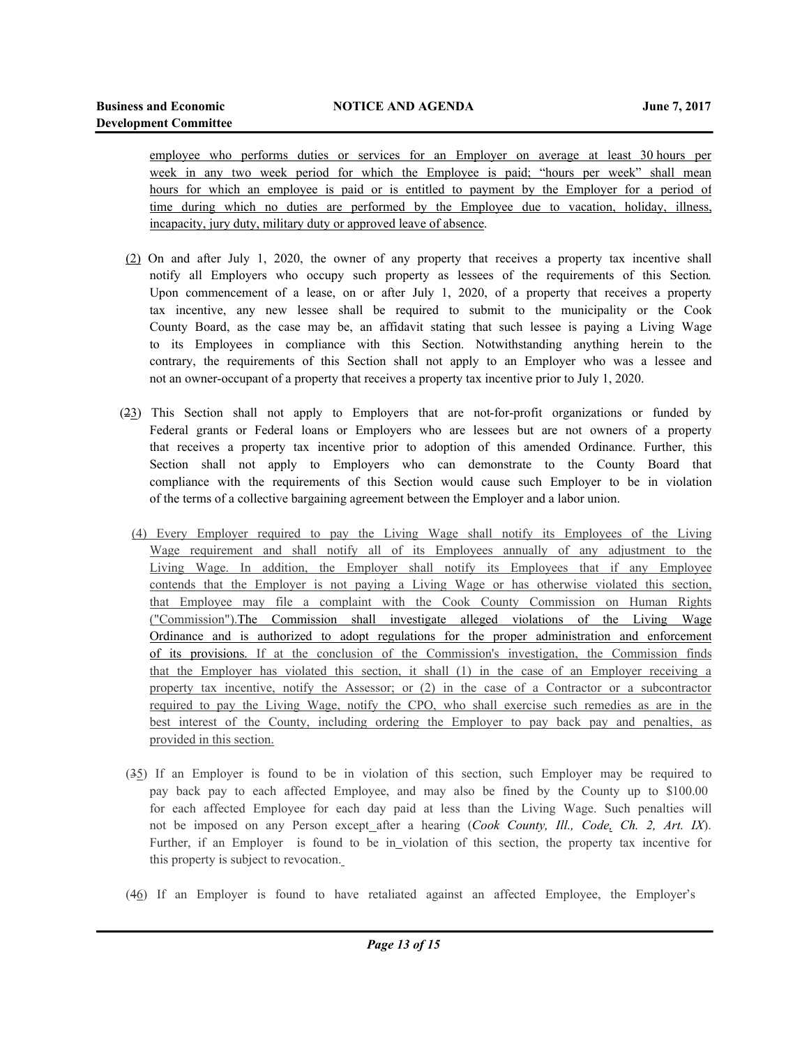employee who performs duties or services for an Employer on average at least 30 hours per week in any two week period for which the Employee is paid; "hours per week" shall mean hours for which an employee is paid or is entitled to payment by the Employer for a period of time during which no duties are performed by the Employee due to vacation, holiday, illness, incapacity, jury duty, military duty or approved leave of absence.

(2) On and after July 1, 2020, the owner of any property that receives a property tax incentive shall notify all Employers who occupy such property as lessees of the requirements of this Section. Upon commencement of a lease, on or after July 1, 2020, of a property that receives a property tax incentive, any new lessee shall be required to submit to the municipality or the Cook County Board, as the case may be, an affidavit stating that such lessee is paying a Living Wage to its Employees in compliance with this Section. Notwithstanding anything herein to the contrary, the requirements of this Section shall not apply to an Employer who was a lessee and not an owner-occupant of a property that receives a property tax incentive prior to July 1, 2020.

(23) This Section shall not apply to Employers that are not-for-profit organizations or funded by Federal grants or Federal loans or Employers who are lessees but are not owners of a property that receives a property tax incentive prior to adoption of this amended Ordinance. Further, this Section shall not apply to Employers who can demonstrate to the County Board that compliance with the requirements of this Section would cause such Employer to be in violation of the terms of a collective bargaining agreement between the Employer and a labor union.

(4) Every Employer required to pay the Living Wage shall notify its Employees of the Living Wage requirement and shall notify all of its Employees annually of any adjustment to the Living Wage. In addition, the Employer shall notify its Employees that if any Employee contends that the Employer is not paying a Living Wage or has otherwise violated this section, that Employee may file a complaint with the Cook County Commission on Human Rights ("Commission"). The Commission shall investigate alleged violations of the Living Wage Ordinance and is authorized to adopt regulations for the proper administration and enforcement of its provisions. If at the conclusion of the Commission's investigation, the Commission finds that the Employer has violated this section, it shall (1) in the case of an Employer receiving a property tax incentive, notify the Assessor; or (2) in the case of a Contractor or a subcontractor required to pay the Living Wage, notify the CPO, who shall exercise such remedies as are in the best interest of the County, including ordering the Employer to pay back pay and penalties, as provided in this section.

(35) If an Employer is found to be in violation of this section, such Employer may be required to pay back pay to each affected Employee, and may also be fined by the County up to $100.00 for each affected Employee for each day paid at less than the Living Wage. Such penalties will not be imposed on any Person except after a hearing (*Cook County, Ill., Code, Ch. 2, Art. IX*). Further, if an Employer is found to be in violation of this section, the property tax incentive for this property is subject to revocation.

(46) If an Employer is found to have retaliated against an affected Employee, the Employer's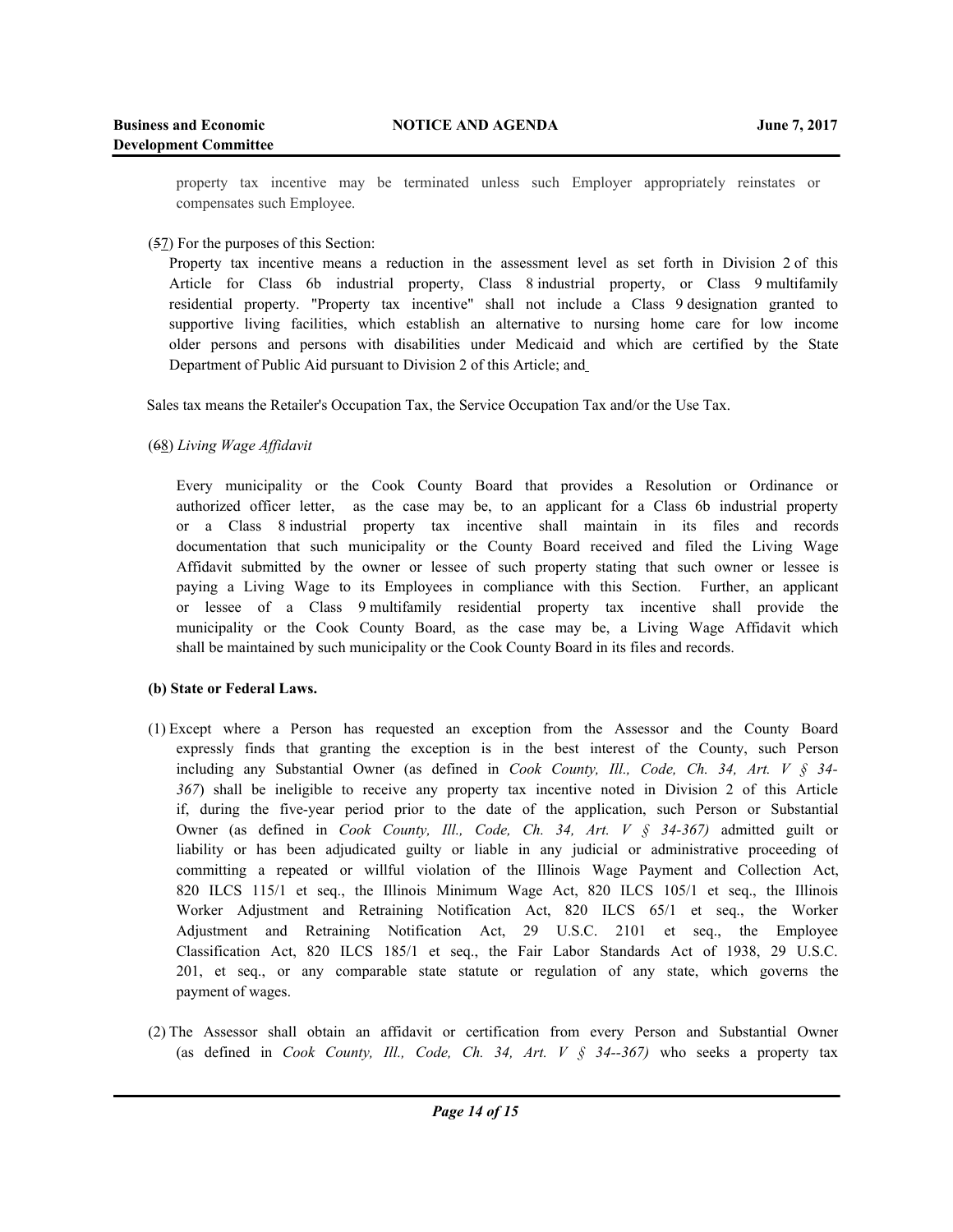property tax incentive may be terminated unless such Employer appropriately reinstates or compensates such Employee.

(~~5~~7) For the purposes of this Section:

Property tax incentive means a reduction in the assessment level as set forth in Division 2 of this Article for Class 6b industrial property, Class 8 industrial property, or Class 9 multifamily residential property. "Property tax incentive" shall not include a Class 9 designation granted to supportive living facilities, which establish an alternative to nursing home care for low income older persons and persons with disabilities under Medicaid and which are certified by the State Department of Public Aid pursuant to Division 2 of this Article; and

Sales tax means the Retailer's Occupation Tax, the Service Occupation Tax and/or the Use Tax.

(~~6~~8) *Living Wage Affidavit*

Every municipality or the Cook County Board that provides a Resolution or Ordinance or authorized officer letter, as the case may be, to an applicant for a Class 6b industrial property or a Class 8 industrial property tax incentive shall maintain in its files and records documentation that such municipality or the County Board received and filed the Living Wage Affidavit submitted by the owner or lessee of such property stating that such owner or lessee is paying a Living Wage to its Employees in compliance with this Section. Further, an applicant or lessee of a Class 9 multifamily residential property tax incentive shall provide the municipality or the Cook County Board, as the case may be, a Living Wage Affidavit which shall be maintained by such municipality or the Cook County Board in its files and records.

**(b) State or Federal Laws.**

(1) Except where a Person has requested an exception from the Assessor and the County Board expressly finds that granting the exception is in the best interest of the County, such Person including any Substantial Owner (as defined in *Cook County, Ill., Code, Ch. 34, Art. V § 34-367*) shall be ineligible to receive any property tax incentive noted in Division 2 of this Article if, during the five-year period prior to the date of the application, such Person or Substantial Owner (as defined in *Cook County, Ill., Code, Ch. 34, Art. V § 34-367)* admitted guilt or liability or has been adjudicated guilty or liable in any judicial or administrative proceeding of committing a repeated or willful violation of the Illinois Wage Payment and Collection Act, 820 ILCS 115/1 et seq., the Illinois Minimum Wage Act, 820 ILCS 105/1 et seq., the Illinois Worker Adjustment and Retraining Notification Act, 820 ILCS 65/1 et seq., the Worker Adjustment and Retraining Notification Act, 29 U.S.C. 2101 et seq., the Employee Classification Act, 820 ILCS 185/1 et seq., the Fair Labor Standards Act of 1938, 29 U.S.C. 201, et seq., or any comparable state statute or regulation of any state, which governs the payment of wages.

(2) The Assessor shall obtain an affidavit or certification from every Person and Substantial Owner (as defined in *Cook County, Ill., Code, Ch. 34, Art. V § 34--367)* who seeks a property tax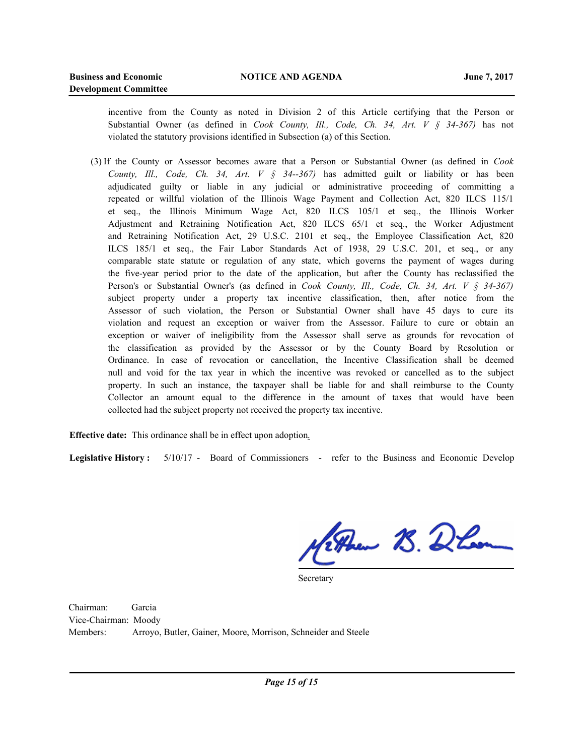incentive from the County as noted in Division 2 of this Article certifying that the Person or Substantial Owner (as defined in *Cook County, Ill., Code, Ch. 34, Art. V § 34-367)* has not violated the statutory provisions identified in Subsection (a) of this Section.

(3) If the County or Assessor becomes aware that a Person or Substantial Owner (as defined in *Cook County, Ill., Code, Ch. 34, Art. V § 34--367)* has admitted guilt or liability or has been adjudicated guilty or liable in any judicial or administrative proceeding of committing a repeated or willful violation of the Illinois Wage Payment and Collection Act, 820 ILCS 115/1 et seq., the Illinois Minimum Wage Act, 820 ILCS 105/1 et seq., the Illinois Worker Adjustment and Retraining Notification Act, 820 ILCS 65/1 et seq., the Worker Adjustment and Retraining Notification Act, 29 U.S.C. 2101 et seq., the Employee Classification Act, 820 ILCS 185/1 et seq., the Fair Labor Standards Act of 1938, 29 U.S.C. 201, et seq., or any comparable state statute or regulation of any state, which governs the payment of wages during the five-year period prior to the date of the application, but after the County has reclassified the Person's or Substantial Owner's (as defined in *Cook County, Ill., Code, Ch. 34, Art. V § 34-367)* subject property under a property tax incentive classification, then, after notice from the Assessor of such violation, the Person or Substantial Owner shall have 45 days to cure its violation and request an exception or waiver from the Assessor. Failure to cure or obtain an exception or waiver of ineligibility from the Assessor shall serve as grounds for revocation of the classification as provided by the Assessor or by the County Board by Resolution or Ordinance. In case of revocation or cancellation, the Incentive Classification shall be deemed null and void for the tax year in which the incentive was revoked or cancelled as to the subject property. In such an instance, the taxpayer shall be liable for and shall reimburse to the County Collector an amount equal to the difference in the amount of taxes that would have been collected had the subject property not received the property tax incentive.

**Effective date:** This ordinance shall be in effect upon adoption.

**Legislative History :** 5/10/17 - Board of Commissioners - refer to the Business and Economic Develop

Matthew B. DeLeon

Secretary

Chairman: Garcia
Vice-Chairman: Moody
Members: Arroyo, Butler, Gainer, Moore, Morrison, Schneider and Steele